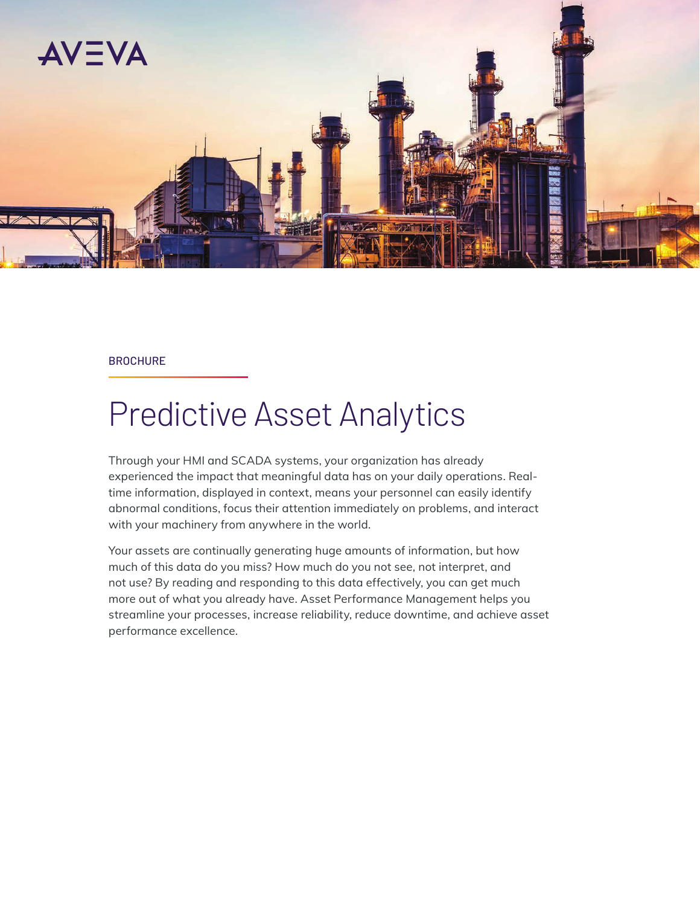AVEVA

BROCHURE

# Predictive Asset Analytics

Through your HMI and SCADA systems, your organization has already experienced the impact that meaningful data has on your daily operations. Real-time information, displayed in context, means your personnel can easily identify abnormal conditions, focus their attention immediately on problems, and interact with your machinery from anywhere in the world.

Your assets are continually generating huge amounts of information, but how much of this data do you miss? How much do you not see, not interpret, and not use? By reading and responding to this data effectively, you can get much more out of what you already have. Asset Performance Management helps you streamline your processes, increase reliability, reduce downtime, and achieve asset performance excellence.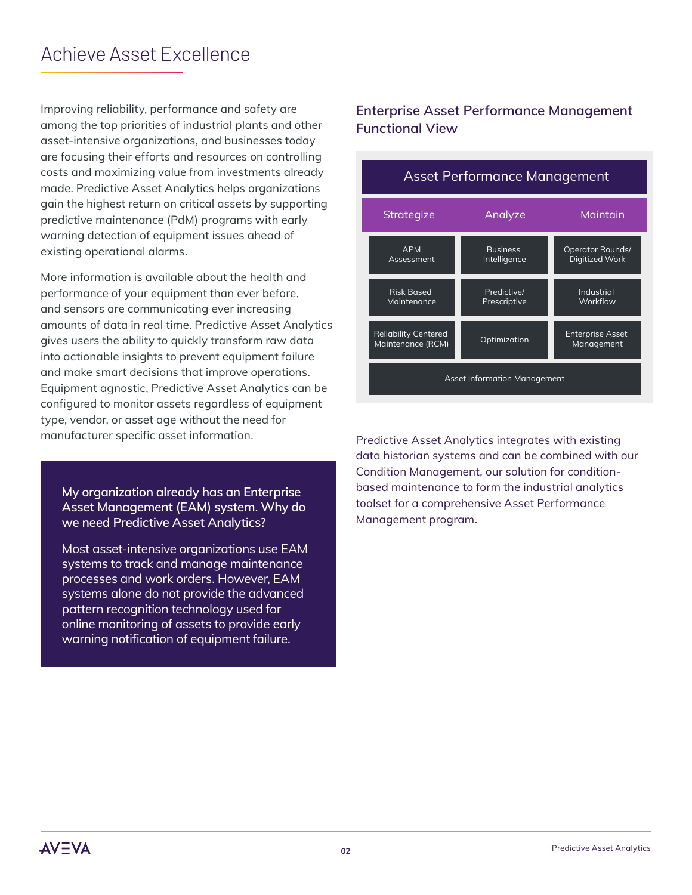# Achieve Asset Excellence

Improving reliability, performance and safety are among the top priorities of industrial plants and other asset-intensive organizations, and businesses today are focusing their efforts and resources on controlling costs and maximizing value from investments already made. Predictive Asset Analytics helps organizations gain the highest return on critical assets by supporting predictive maintenance (PdM) programs with early warning detection of equipment issues ahead of existing operational alarms.

More information is available about the health and performance of your equipment than ever before, and sensors are communicating ever increasing amounts of data in real time. Predictive Asset Analytics gives users the ability to quickly transform raw data into actionable insights to prevent equipment failure and make smart decisions that improve operations. Equipment agnostic, Predictive Asset Analytics can be configured to monitor assets regardless of equipment type, vendor, or asset age without the need for manufacturer specific asset information.

**My organization already has an Enterprise Asset Management (EAM) system. Why do we need Predictive Asset Analytics?**

Most asset-intensive organizations use EAM systems to track and manage maintenance processes and work orders. However, EAM systems alone do not provide the advanced pattern recognition technology used for online monitoring of assets to provide early warning notification of equipment failure.

## Enterprise Asset Performance Management Functional View

| Asset Performance Management | | |
|---|---|---|
| Strategize | Analyze | Maintain |
| APM Assessment | Business Intelligence | Operator Rounds/ Digitized Work |
| Risk Based Maintenance | Predictive/ Prescriptive | Industrial Workflow |
| Reliability Centered Maintenance (RCM) | Optimization | Enterprise Asset Management |
| Asset Information Management | | |

Predictive Asset Analytics integrates with existing data historian systems and can be combined with our Condition Management, our solution for condition-based maintenance to form the industrial analytics toolset for a comprehensive Asset Performance Management program.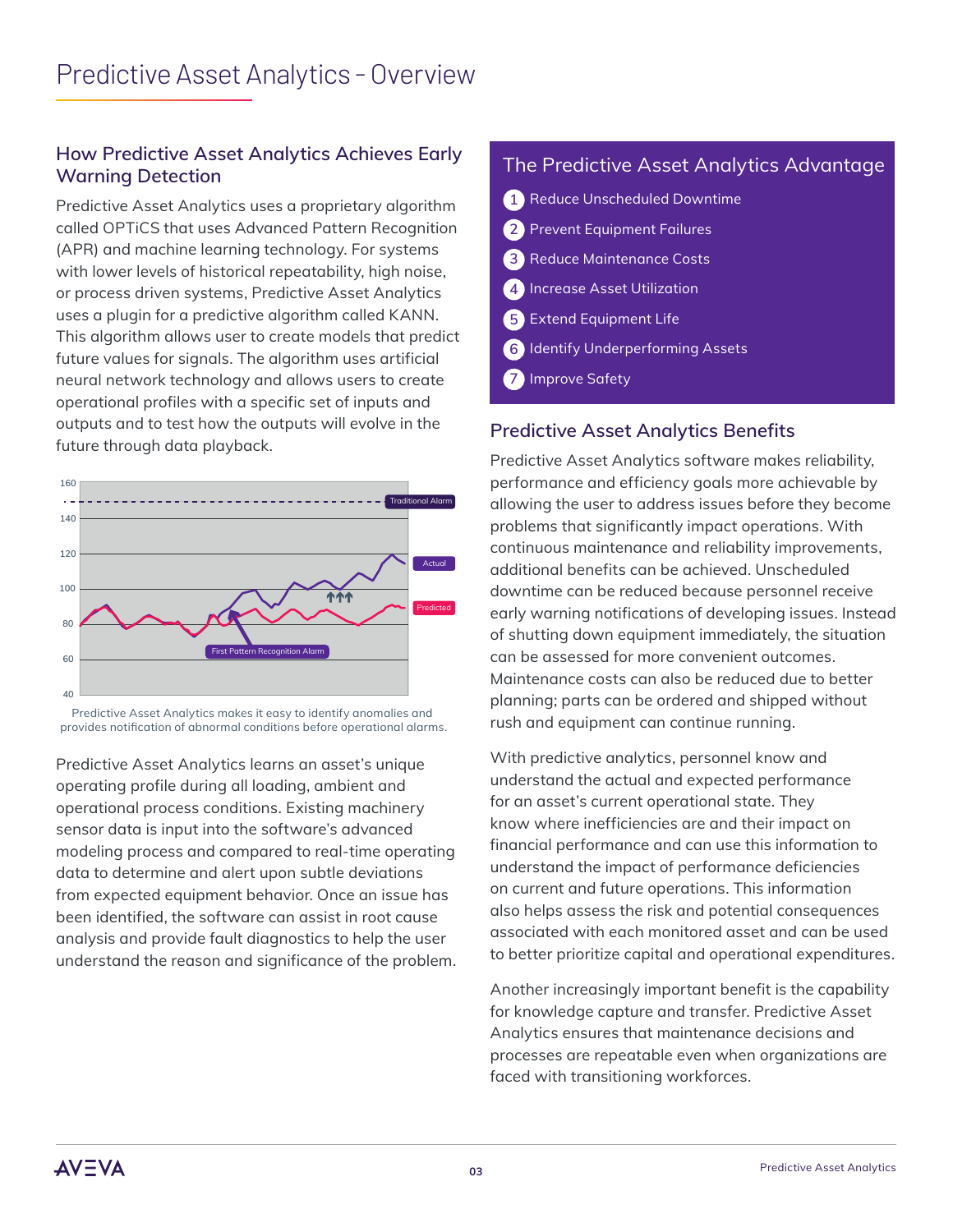# Predictive Asset Analytics - Overview

## How Predictive Asset Analytics Achieves Early Warning Detection

Predictive Asset Analytics uses a proprietary algorithm called OPTiCS that uses Advanced Pattern Recognition (APR) and machine learning technology. For systems with lower levels of historical repeatability, high noise, or process driven systems, Predictive Asset Analytics uses a plugin for a predictive algorithm called KANN. This algorithm allows user to create models that predict future values for signals. The algorithm uses artificial neural network technology and allows users to create operational profiles with a specific set of inputs and outputs and to test how the outputs will evolve in the future through data playback.

Predictive Asset Analytics makes it easy to identify anomalies and provides notification of abnormal conditions before operational alarms.

Predictive Asset Analytics learns an asset's unique operating profile during all loading, ambient and operational process conditions. Existing machinery sensor data is input into the software's advanced modeling process and compared to real-time operating data to determine and alert upon subtle deviations from expected equipment behavior. Once an issue has been identified, the software can assist in root cause analysis and provide fault diagnostics to help the user understand the reason and significance of the problem.

## The Predictive Asset Analytics Advantage

1. Reduce Unscheduled Downtime
2. Prevent Equipment Failures
3. Reduce Maintenance Costs
4. Increase Asset Utilization
5. Extend Equipment Life
6. Identify Underperforming Assets
7. Improve Safety

## Predictive Asset Analytics Benefits

Predictive Asset Analytics software makes reliability, performance and efficiency goals more achievable by allowing the user to address issues before they become problems that significantly impact operations. With continuous maintenance and reliability improvements, additional benefits can be achieved. Unscheduled downtime can be reduced because personnel receive early warning notifications of developing issues. Instead of shutting down equipment immediately, the situation can be assessed for more convenient outcomes. Maintenance costs can also be reduced due to better planning; parts can be ordered and shipped without rush and equipment can continue running.

With predictive analytics, personnel know and understand the actual and expected performance for an asset's current operational state. They know where inefficiencies are and their impact on financial performance and can use this information to understand the impact of performance deficiencies on current and future operations. This information also helps assess the risk and potential consequences associated with each monitored asset and can be used to better prioritize capital and operational expenditures.

Another increasingly important benefit is the capability for knowledge capture and transfer. Predictive Asset Analytics ensures that maintenance decisions and processes are repeatable even when organizations are faced with transitioning workforces.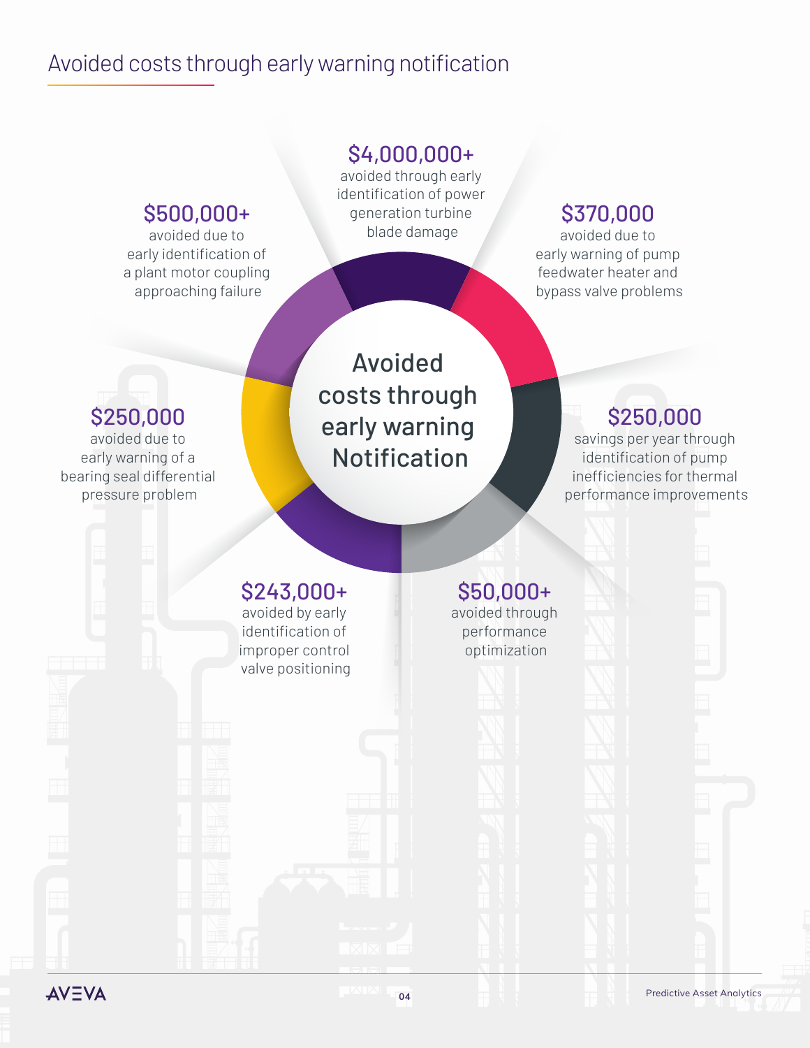# Avoided costs through early warning notification

**Avoided costs through early warning Notification**

**$4,000,000+**
avoided through early identification of power generation turbine blade damage

**$370,000**
avoided due to early warning of pump feedwater heater and bypass valve problems

**$250,000**
savings per year through identification of pump inefficiencies for thermal performance improvements

**$50,000+**
avoided through performance optimization

**$243,000+**
avoided by early identification of improper control valve positioning

**$250,000**
avoided due to early warning of a bearing seal differential pressure problem

**$500,000+**
avoided due to early identification of a plant motor coupling approaching failure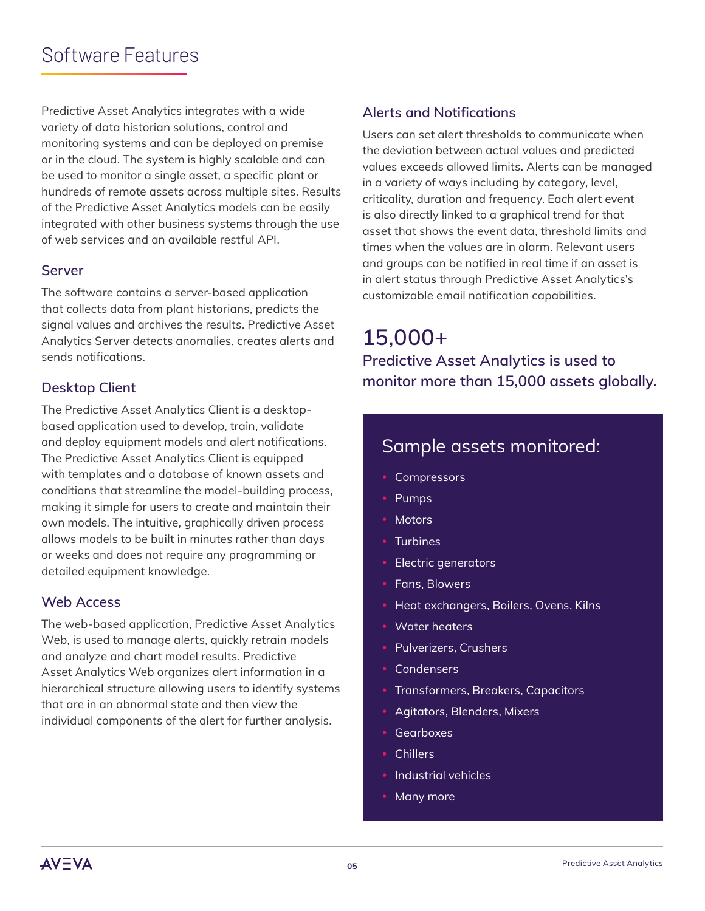# Software Features

Predictive Asset Analytics integrates with a wide variety of data historian solutions, control and monitoring systems and can be deployed on premise or in the cloud. The system is highly scalable and can be used to monitor a single asset, a specific plant or hundreds of remote assets across multiple sites. Results of the Predictive Asset Analytics models can be easily integrated with other business systems through the use of web services and an available restful API.

## Server

The software contains a server-based application that collects data from plant historians, predicts the signal values and archives the results. Predictive Asset Analytics Server detects anomalies, creates alerts and sends notifications.

## Desktop Client

The Predictive Asset Analytics Client is a desktop-based application used to develop, train, validate and deploy equipment models and alert notifications. The Predictive Asset Analytics Client is equipped with templates and a database of known assets and conditions that streamline the model-building process, making it simple for users to create and maintain their own models. The intuitive, graphically driven process allows models to be built in minutes rather than days or weeks and does not require any programming or detailed equipment knowledge.

## Web Access

The web-based application, Predictive Asset Analytics Web, is used to manage alerts, quickly retrain models and analyze and chart model results. Predictive Asset Analytics Web organizes alert information in a hierarchical structure allowing users to identify systems that are in an abnormal state and then view the individual components of the alert for further analysis.

## Alerts and Notifications

Users can set alert thresholds to communicate when the deviation between actual values and predicted values exceeds allowed limits. Alerts can be managed in a variety of ways including by category, level, criticality, duration and frequency. Each alert event is also directly linked to a graphical trend for that asset that shows the event data, threshold limits and times when the values are in alarm. Relevant users and groups can be notified in real time if an asset is in alert status through Predictive Asset Analytics's customizable email notification capabilities.

**15,000+**

**Predictive Asset Analytics is used to monitor more than 15,000 assets globally.**

## Sample assets monitored:

- Compressors
- Pumps
- Motors
- Turbines
- Electric generators
- Fans, Blowers
- Heat exchangers, Boilers, Ovens, Kilns
- Water heaters
- Pulverizers, Crushers
- Condensers
- Transformers, Breakers, Capacitors
- Agitators, Blenders, Mixers
- Gearboxes
- Chillers
- Industrial vehicles
- Many more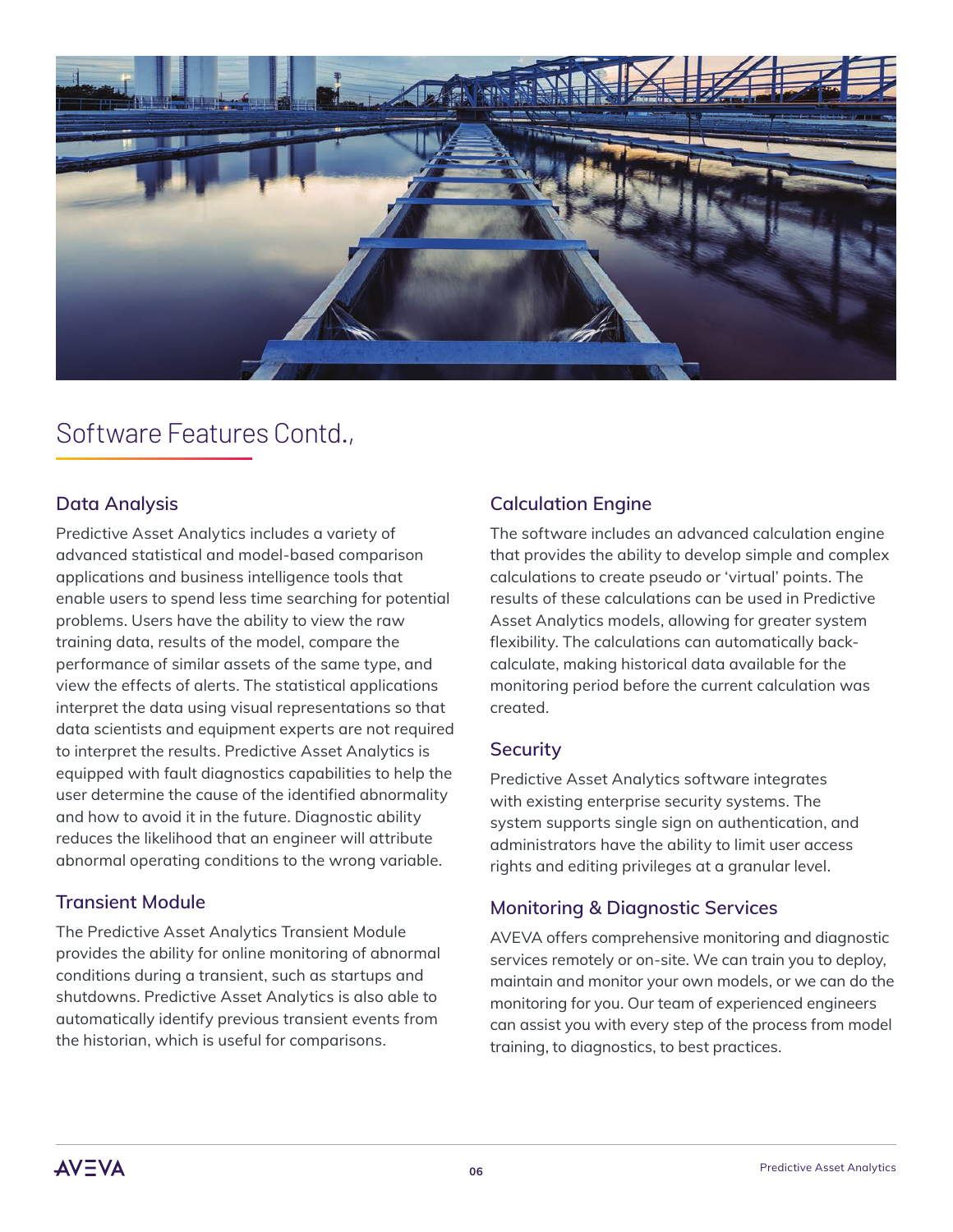## Software Features Contd.,

### Data Analysis

Predictive Asset Analytics includes a variety of advanced statistical and model-based comparison applications and business intelligence tools that enable users to spend less time searching for potential problems. Users have the ability to view the raw training data, results of the model, compare the performance of similar assets of the same type, and view the effects of alerts. The statistical applications interpret the data using visual representations so that data scientists and equipment experts are not required to interpret the results. Predictive Asset Analytics is equipped with fault diagnostics capabilities to help the user determine the cause of the identified abnormality and how to avoid it in the future. Diagnostic ability reduces the likelihood that an engineer will attribute abnormal operating conditions to the wrong variable.

### Transient Module

The Predictive Asset Analytics Transient Module provides the ability for online monitoring of abnormal conditions during a transient, such as startups and shutdowns. Predictive Asset Analytics is also able to automatically identify previous transient events from the historian, which is useful for comparisons.

### Calculation Engine

The software includes an advanced calculation engine that provides the ability to develop simple and complex calculations to create pseudo or 'virtual' points. The results of these calculations can be used in Predictive Asset Analytics models, allowing for greater system flexibility. The calculations can automatically back-calculate, making historical data available for the monitoring period before the current calculation was created.

### Security

Predictive Asset Analytics software integrates with existing enterprise security systems. The system supports single sign on authentication, and administrators have the ability to limit user access rights and editing privileges at a granular level.

### Monitoring & Diagnostic Services

AVEVA offers comprehensive monitoring and diagnostic services remotely or on-site. We can train you to deploy, maintain and monitor your own models, or we can do the monitoring for you. Our team of experienced engineers can assist you with every step of the process from model training, to diagnostics, to best practices.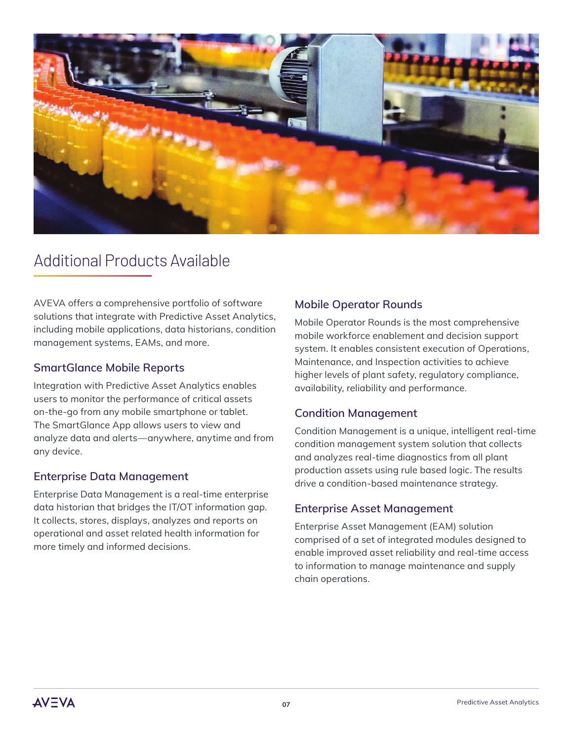# Additional Products Available

AVEVA offers a comprehensive portfolio of software solutions that integrate with Predictive Asset Analytics, including mobile applications, data historians, condition management systems, EAMs, and more.

## SmartGlance Mobile Reports

Integration with Predictive Asset Analytics enables users to monitor the performance of critical assets on-the-go from any mobile smartphone or tablet. The SmartGlance App allows users to view and analyze data and alerts—anywhere, anytime and from any device.

## Enterprise Data Management

Enterprise Data Management is a real-time enterprise data historian that bridges the IT/OT information gap. It collects, stores, displays, analyzes and reports on operational and asset related health information for more timely and informed decisions.

## Mobile Operator Rounds

Mobile Operator Rounds is the most comprehensive mobile workforce enablement and decision support system. It enables consistent execution of Operations, Maintenance, and Inspection activities to achieve higher levels of plant safety, regulatory compliance, availability, reliability and performance.

## Condition Management

Condition Management is a unique, intelligent real-time condition management system solution that collects and analyzes real-time diagnostics from all plant production assets using rule based logic. The results drive a condition-based maintenance strategy.

## Enterprise Asset Management

Enterprise Asset Management (EAM) solution comprised of a set of integrated modules designed to enable improved asset reliability and real-time access to information to manage maintenance and supply chain operations.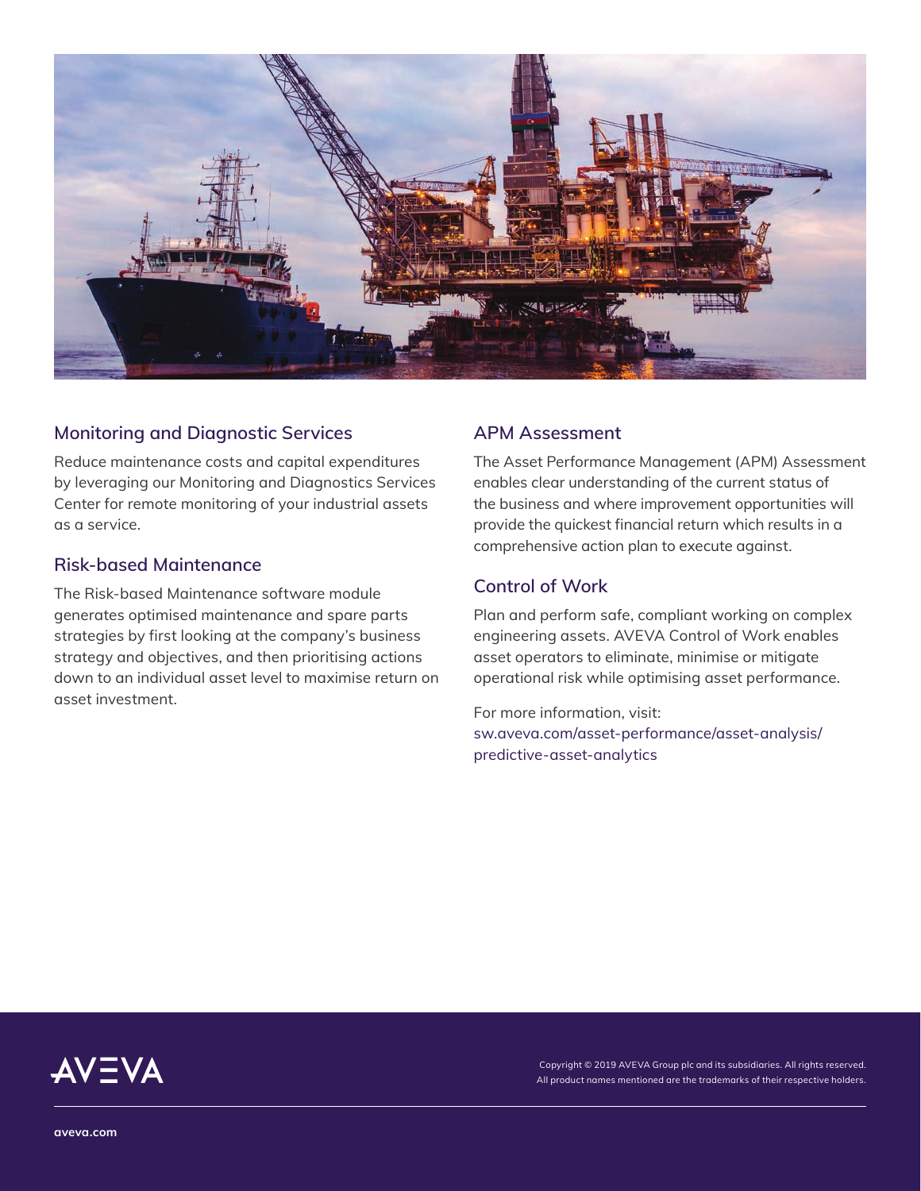## Monitoring and Diagnostic Services

Reduce maintenance costs and capital expenditures by leveraging our Monitoring and Diagnostics Services Center for remote monitoring of your industrial assets as a service.

## Risk-based Maintenance

The Risk-based Maintenance software module generates optimised maintenance and spare parts strategies by first looking at the company's business strategy and objectives, and then prioritising actions down to an individual asset level to maximise return on asset investment.

## APM Assessment

The Asset Performance Management (APM) Assessment enables clear understanding of the current status of the business and where improvement opportunities will provide the quickest financial return which results in a comprehensive action plan to execute against.

## Control of Work

Plan and perform safe, compliant working on complex engineering assets. AVEVA Control of Work enables asset operators to eliminate, minimise or mitigate operational risk while optimising asset performance.

For more information, visit:
sw.aveva.com/asset-performance/asset-analysis/predictive-asset-analytics

AVEVA

Copyright © 2019 AVEVA Group plc and its subsidiaries. All rights reserved.
All product names mentioned are the trademarks of their respective holders.

aveva.com